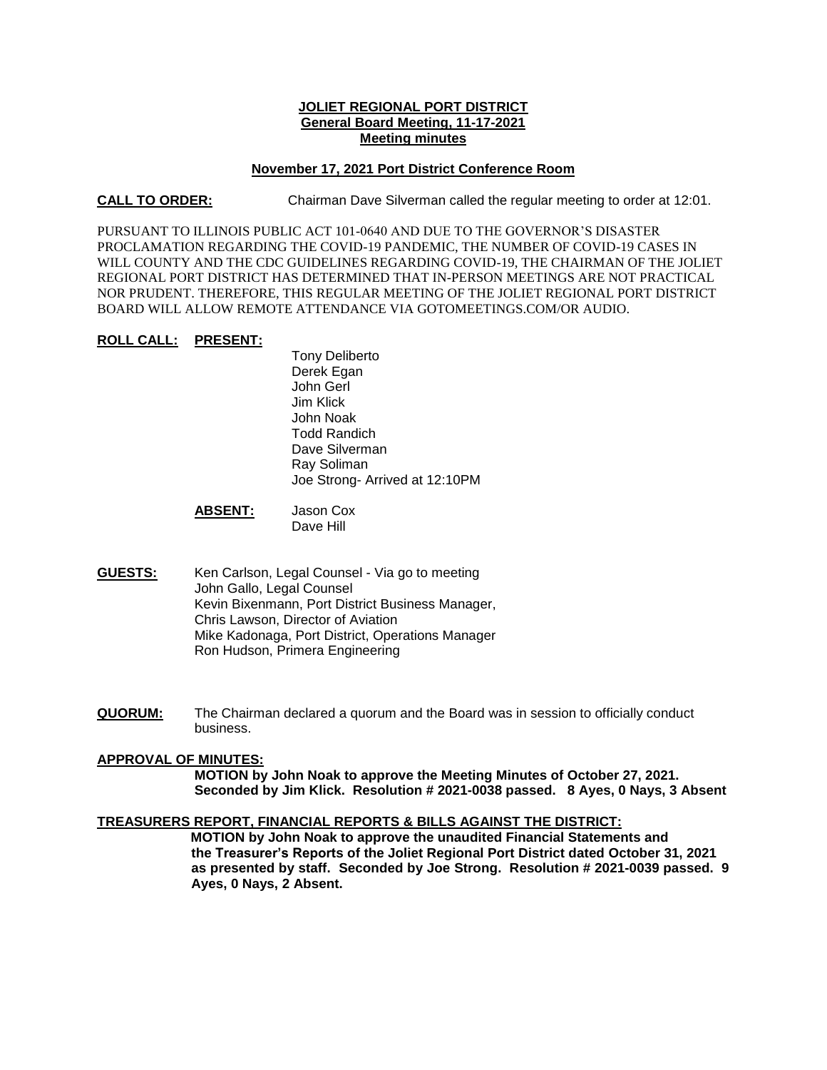**JOLIET REGIONAL PORT DISTRICT**
**General Board Meeting, 11-17-2021**
**Meeting minutes**

**November 17, 2021 Port District Conference Room**

**CALL TO ORDER:** Chairman Dave Silverman called the regular meeting to order at 12:01.

PURSUANT TO ILLINOIS PUBLIC ACT 101-0640 AND DUE TO THE GOVERNOR'S DISASTER PROCLAMATION REGARDING THE COVID-19 PANDEMIC, THE NUMBER OF COVID-19 CASES IN WILL COUNTY AND THE CDC GUIDELINES REGARDING COVID-19, THE CHAIRMAN OF THE JOLIET REGIONAL PORT DISTRICT HAS DETERMINED THAT IN-PERSON MEETINGS ARE NOT PRACTICAL NOR PRUDENT. THEREFORE, THIS REGULAR MEETING OF THE JOLIET REGIONAL PORT DISTRICT BOARD WILL ALLOW REMOTE ATTENDANCE VIA GOTOMEETINGS.COM/OR AUDIO.

**ROLL CALL: PRESENT:**

Tony Deliberto
Derek Egan
John Gerl
Jim Klick
John Noak
Todd Randich
Dave Silverman
Ray Soliman
Joe Strong- Arrived at 12:10PM

**ABSENT:** Jason Cox
Dave Hill

**GUESTS:** Ken Carlson, Legal Counsel - Via go to meeting
John Gallo, Legal Counsel
Kevin Bixenmann, Port District Business Manager,
Chris Lawson, Director of Aviation
Mike Kadonaga, Port District, Operations Manager
Ron Hudson, Primera Engineering

**QUORUM:** The Chairman declared a quorum and the Board was in session to officially conduct business.

**APPROVAL OF MINUTES:**

**MOTION by John Noak to approve the Meeting Minutes of October 27, 2021. Seconded by Jim Klick. Resolution # 2021-0038 passed. 8 Ayes, 0 Nays, 3 Absent**

**TREASURERS REPORT, FINANCIAL REPORTS & BILLS AGAINST THE DISTRICT:**

**MOTION by John Noak to approve the unaudited Financial Statements and the Treasurer's Reports of the Joliet Regional Port District dated October 31, 2021 as presented by staff. Seconded by Joe Strong. Resolution # 2021-0039 passed. 9 Ayes, 0 Nays, 2 Absent.**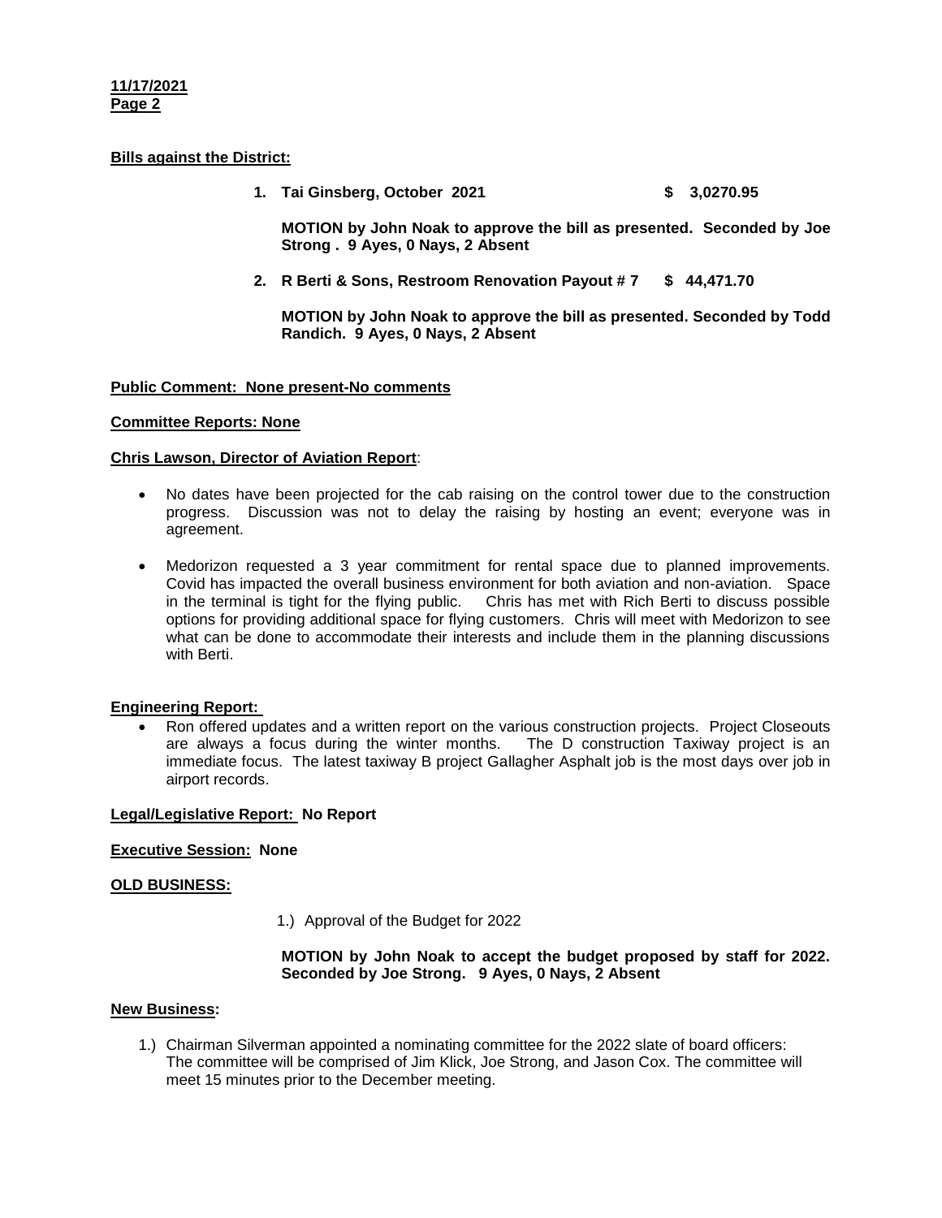**Bills against the District:**

1. **Tai Ginsberg, October 2021 $ 3,0270.95**

   **MOTION by John Noak to approve the bill as presented. Seconded by Joe Strong . 9 Ayes, 0 Nays, 2 Absent**

2. **R Berti & Sons, Restroom Renovation Payout # 7 $ 44,471.70**

   **MOTION by John Noak to approve the bill as presented. Seconded by Todd Randich. 9 Ayes, 0 Nays, 2 Absent**

**Public Comment: None present-No comments**

**Committee Reports: None**

**Chris Lawson, Director of Aviation Report**:

- No dates have been projected for the cab raising on the control tower due to the construction progress. Discussion was not to delay the raising by hosting an event; everyone was in agreement.
- Medorizon requested a 3 year commitment for rental space due to planned improvements. Covid has impacted the overall business environment for both aviation and non-aviation. Space in the terminal is tight for the flying public. Chris has met with Rich Berti to discuss possible options for providing additional space for flying customers. Chris will meet with Medorizon to see what can be done to accommodate their interests and include them in the planning discussions with Berti.

**Engineering Report:**

- Ron offered updates and a written report on the various construction projects. Project Closeouts are always a focus during the winter months. The D construction Taxiway project is an immediate focus. The latest taxiway B project Gallagher Asphalt job is the most days over job in airport records.

**Legal/Legislative Report: No Report**

**Executive Session: None**

**OLD BUSINESS:**

1.) Approval of the Budget for 2022

**MOTION by John Noak to accept the budget proposed by staff for 2022. Seconded by Joe Strong. 9 Ayes, 0 Nays, 2 Absent**

**New Business:**

1.) Chairman Silverman appointed a nominating committee for the 2022 slate of board officers: The committee will be comprised of Jim Klick, Joe Strong, and Jason Cox. The committee will meet 15 minutes prior to the December meeting.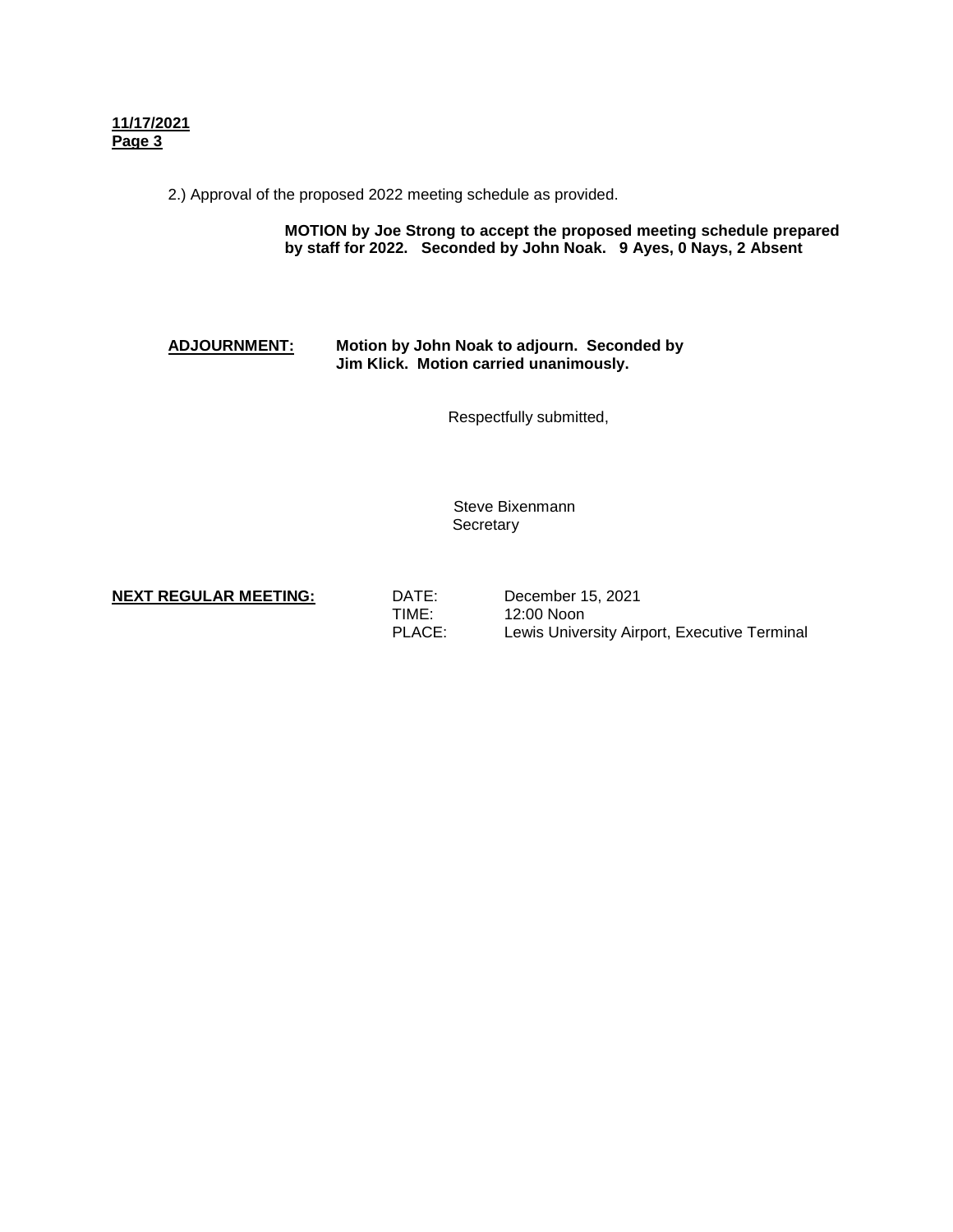2.) Approval of the proposed 2022 meeting schedule as provided.

**MOTION by Joe Strong to accept the proposed meeting schedule prepared by staff for 2022. Seconded by John Noak. 9 Ayes, 0 Nays, 2 Absent**

**ADJOURNMENT:** **Motion by John Noak to adjourn. Seconded by Jim Klick. Motion carried unanimously.**

Respectfully submitted,

Steve Bixenmann
Secretary

**NEXT REGULAR MEETING:**

DATE: December 15, 2021
TIME: 12:00 Noon
PLACE: Lewis University Airport, Executive Terminal